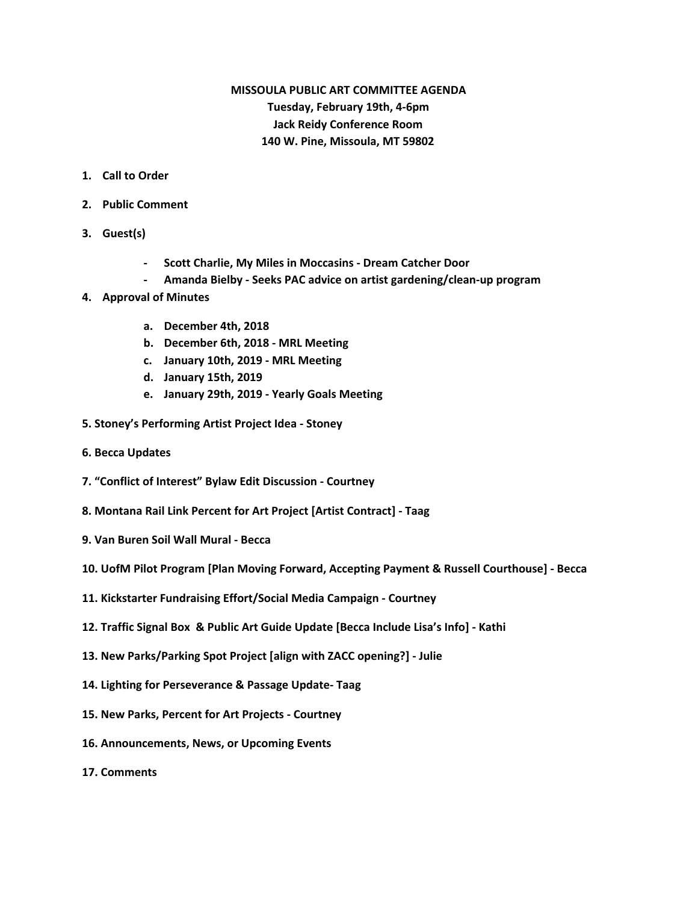**MISSOULA PUBLIC ART COMMITTEE AGENDA**
**Tuesday, February 19th, 4-6pm**
**Jack Reidy Conference Room**
**140 W. Pine, Missoula, MT 59802**

1. **Call to Order**

2. **Public Comment**

3. **Guest(s)**

    - **Scott Charlie, My Miles in Moccasins - Dream Catcher Door**
    - **Amanda Bielby - Seeks PAC advice on artist gardening/clean-up program**

4. **Approval of Minutes**

    a. **December 4th, 2018**
    b. **December 6th, 2018 - MRL Meeting**
    c. **January 10th, 2019 - MRL Meeting**
    d. **January 15th, 2019**
    e. **January 29th, 2019 - Yearly Goals Meeting**

5. **Stoney's Performing Artist Project Idea - Stoney**

6. **Becca Updates**

7. **"Conflict of Interest" Bylaw Edit Discussion - Courtney**

8. **Montana Rail Link Percent for Art Project [Artist Contract] - Taag**

9. **Van Buren Soil Wall Mural - Becca**

10. **UofM Pilot Program [Plan Moving Forward, Accepting Payment & Russell Courthouse] - Becca**

11. **Kickstarter Fundraising Effort/Social Media Campaign - Courtney**

12. **Traffic Signal Box & Public Art Guide Update [Becca Include Lisa's Info] - Kathi**

13. **New Parks/Parking Spot Project [align with ZACC opening?] - Julie**

14. **Lighting for Perseverance & Passage Update- Taag**

15. **New Parks, Percent for Art Projects - Courtney**

16. **Announcements, News, or Upcoming Events**

17. **Comments**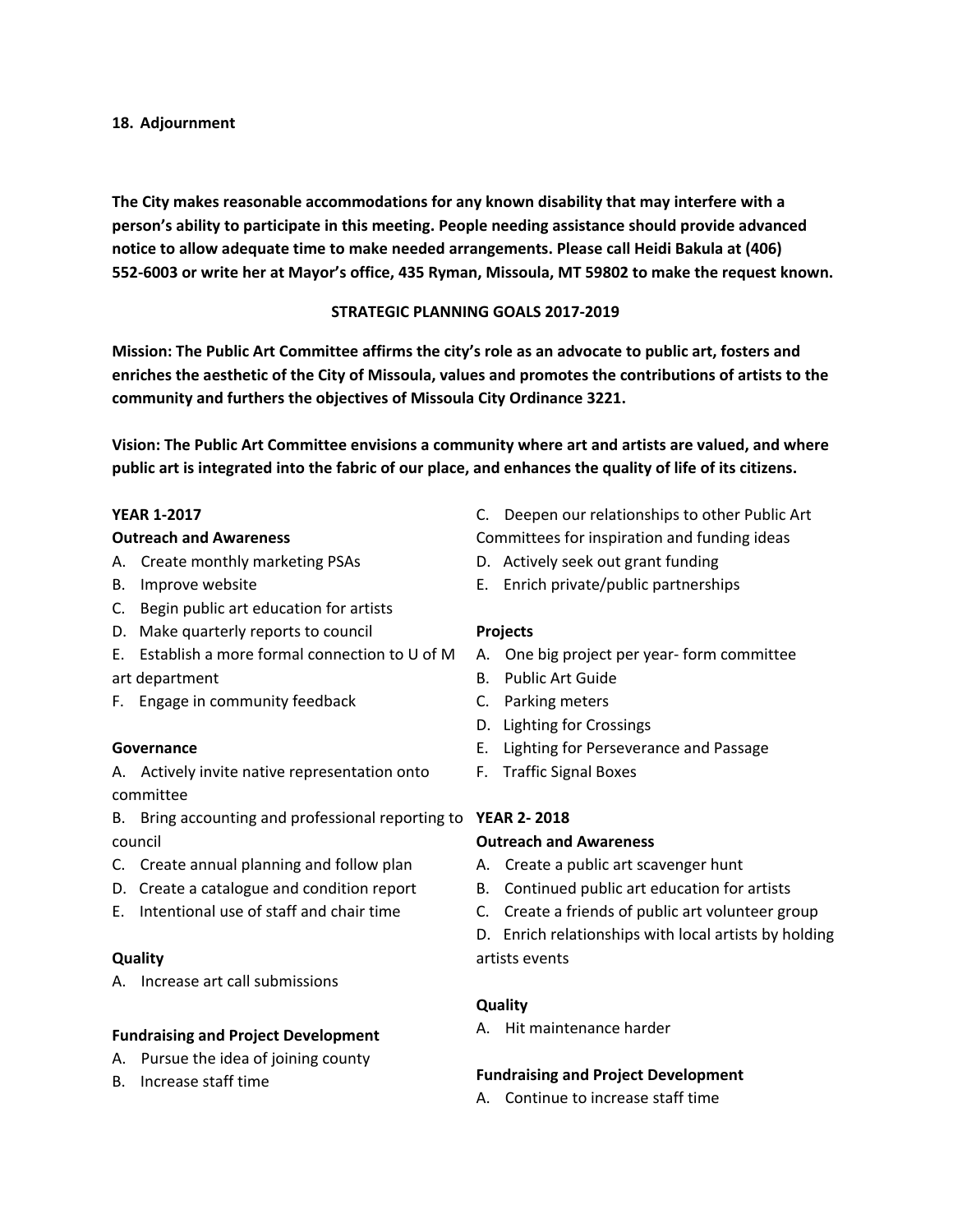**18. Adjournment**

**The City makes reasonable accommodations for any known disability that may interfere with a person's ability to participate in this meeting. People needing assistance should provide advanced notice to allow adequate time to make needed arrangements. Please call Heidi Bakula at (406) 552-6003 or write her at Mayor's office, 435 Ryman, Missoula, MT 59802 to make the request known.**

## STRATEGIC PLANNING GOALS 2017-2019

**Mission: The Public Art Committee affirms the city's role as an advocate to public art, fosters and enriches the aesthetic of the City of Missoula, values and promotes the contributions of artists to the community and furthers the objectives of Missoula City Ordinance 3221.**

**Vision: The Public Art Committee envisions a community where art and artists are valued, and where public art is integrated into the fabric of our place, and enhances the quality of life of its citizens.**

### YEAR 1-2017

**Outreach and Awareness**

A. Create monthly marketing PSAs
B. Improve website
C. Begin public art education for artists
D. Make quarterly reports to council
E. Establish a more formal connection to U of M art department
F. Engage in community feedback

**Governance**

A. Actively invite native representation onto committee
B. Bring accounting and professional reporting to council
C. Create annual planning and follow plan
D. Create a catalogue and condition report
E. Intentional use of staff and chair time

**Quality**

A. Increase art call submissions

**Fundraising and Project Development**

A. Pursue the idea of joining county
B. Increase staff time
C. Deepen our relationships to other Public Art Committees for inspiration and funding ideas
D. Actively seek out grant funding
E. Enrich private/public partnerships

**Projects**

A. One big project per year- form committee
B. Public Art Guide
C. Parking meters
D. Lighting for Crossings
E. Lighting for Perseverance and Passage
F. Traffic Signal Boxes

### YEAR 2- 2018

**Outreach and Awareness**

A. Create a public art scavenger hunt
B. Continued public art education for artists
C. Create a friends of public art volunteer group
D. Enrich relationships with local artists by holding artists events

**Quality**

A. Hit maintenance harder

**Fundraising and Project Development**

A. Continue to increase staff time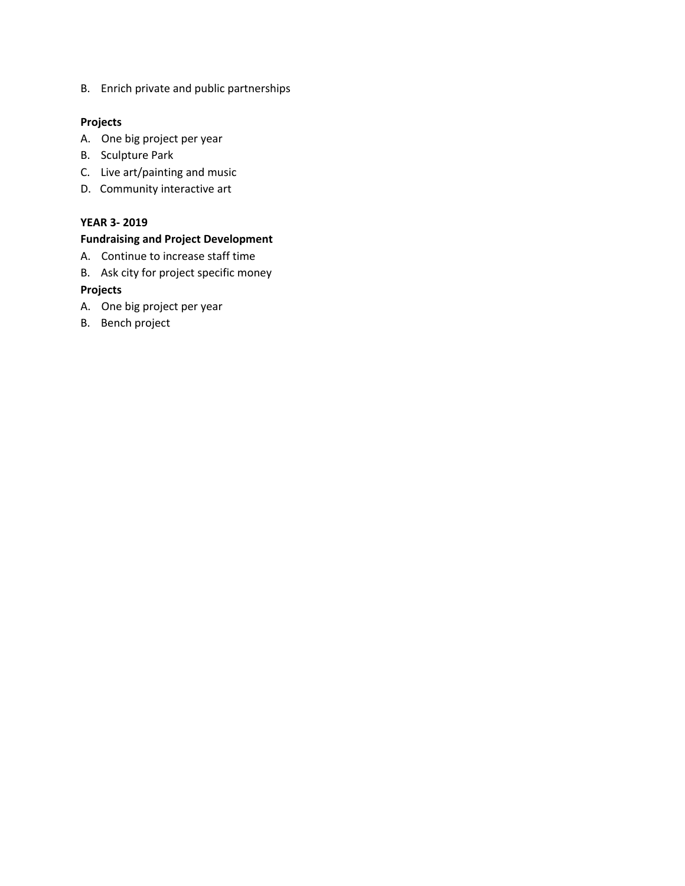B. Enrich private and public partnerships

**Projects**

A. One big project per year
B. Sculpture Park
C. Live art/painting and music
D. Community interactive art

**YEAR 3- 2019**

**Fundraising and Project Development**

A. Continue to increase staff time
B. Ask city for project specific money

**Projects**

A. One big project per year
B. Bench project